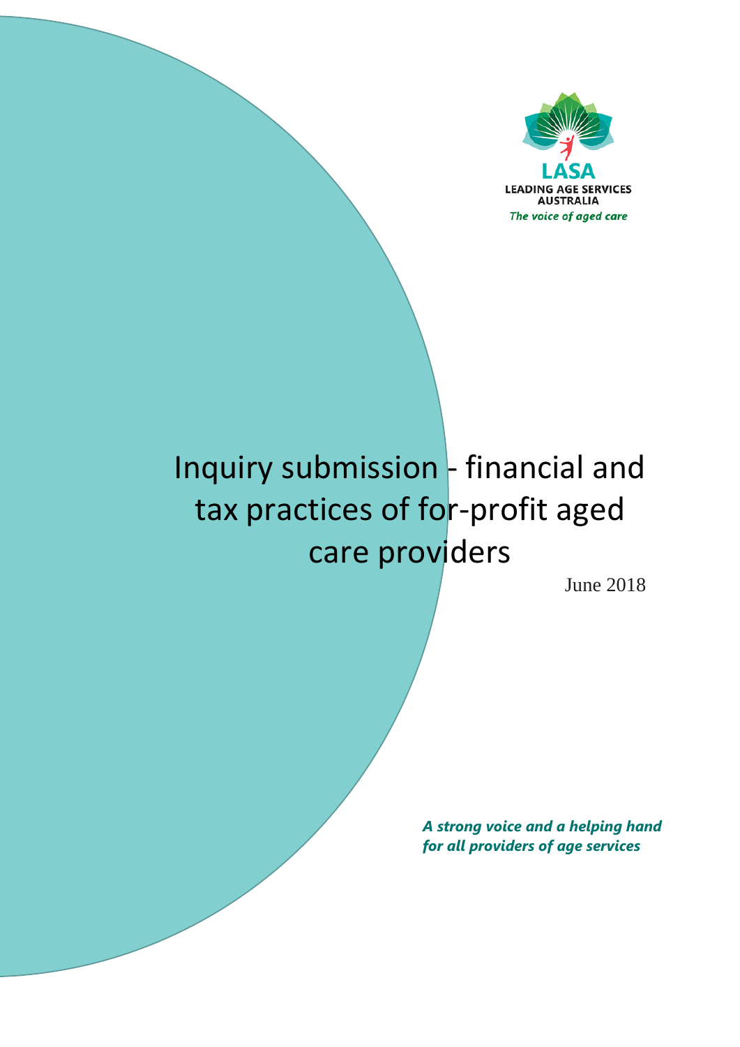LASA

LEADING AGE SERVICES AUSTRALIA

*The voice of aged care*

# Inquiry submission - financial and tax practices of for-profit aged care providers

June 2018

***A strong voice and a helping hand for all providers of age services***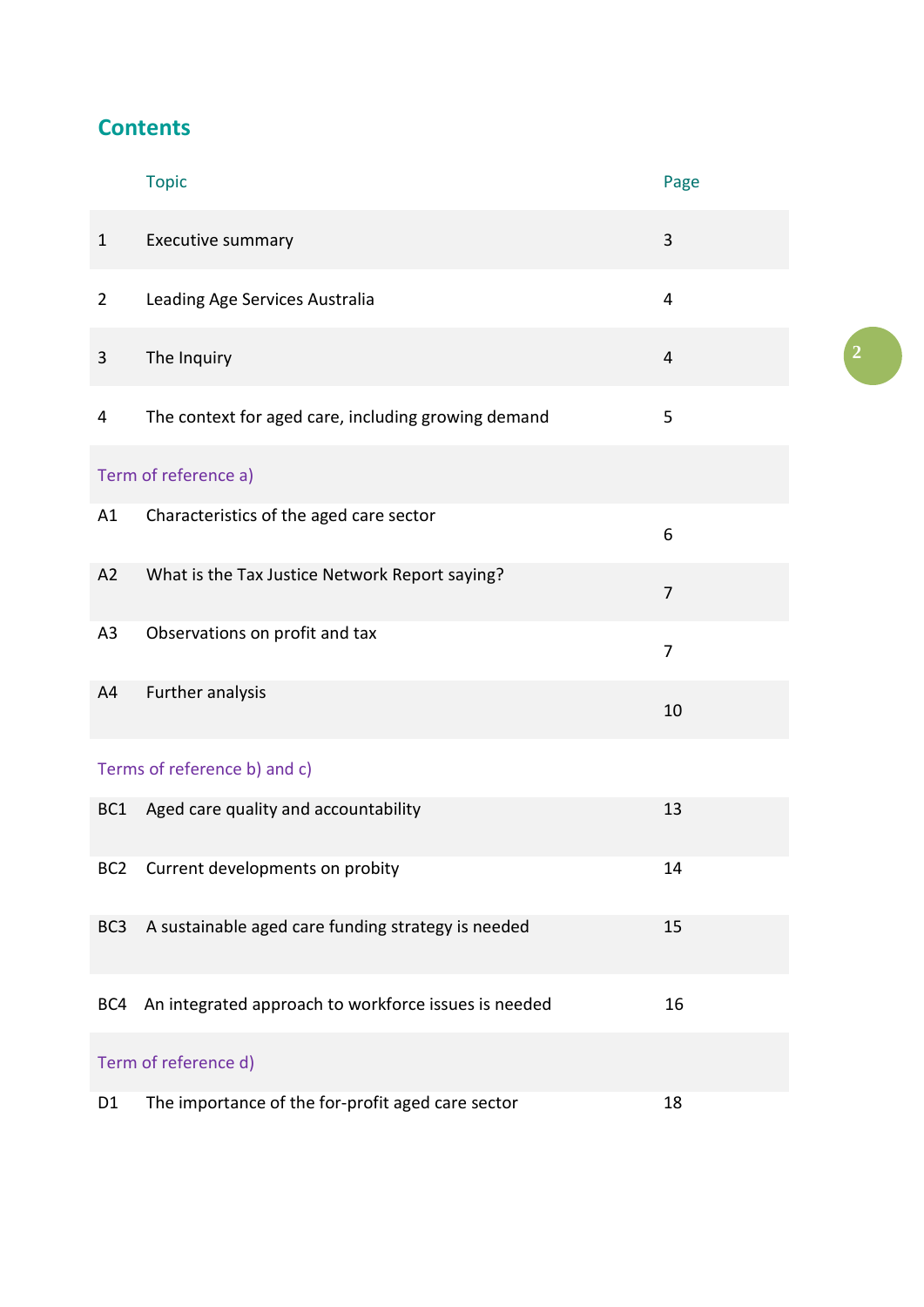## Contents

| | Topic | Page |
|---|---|---|
| 1 | Executive summary | 3 |
| 2 | Leading Age Services Australia | 4 |
| 3 | The Inquiry | 4 |
| 4 | The context for aged care, including growing demand | 5 |
| | **Term of reference a)** | |
| A1 | Characteristics of the aged care sector | 6 |
| A2 | What is the Tax Justice Network Report saying? | 7 |
| A3 | Observations on profit and tax | 7 |
| A4 | Further analysis | 10 |
| | **Terms of reference b) and c)** | |
| BC1 | Aged care quality and accountability | 13 |
| BC2 | Current developments on probity | 14 |
| BC3 | A sustainable aged care funding strategy is needed | 15 |
| BC4 | An integrated approach to workforce issues is needed | 16 |
| | **Term of reference d)** | |
| D1 | The importance of the for-profit aged care sector | 18 |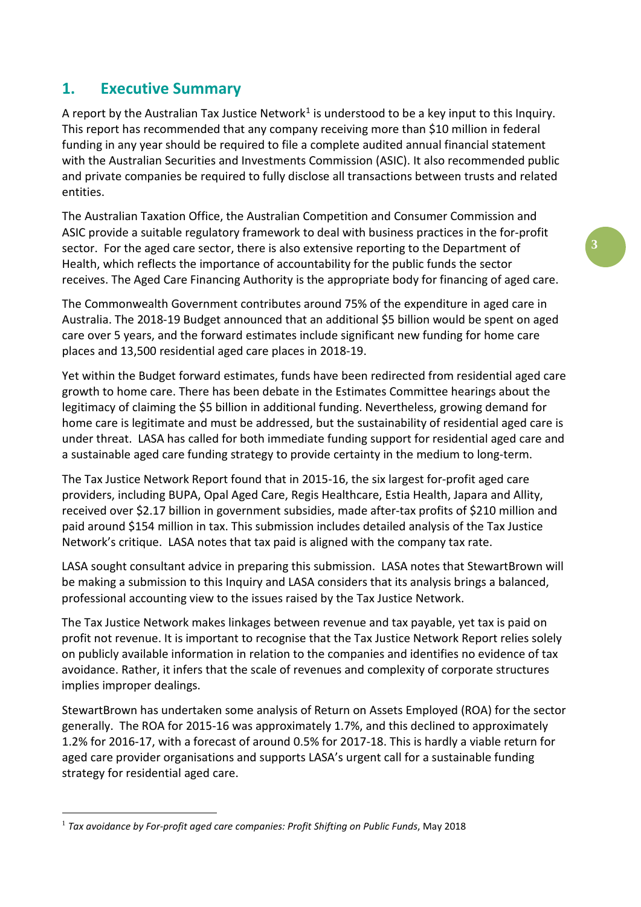## 1. Executive Summary

A report by the Australian Tax Justice Network[1] is understood to be a key input to this Inquiry. This report has recommended that any company receiving more than $10 million in federal funding in any year should be required to file a complete audited annual financial statement with the Australian Securities and Investments Commission (ASIC). It also recommended public and private companies be required to fully disclose all transactions between trusts and related entities.

The Australian Taxation Office, the Australian Competition and Consumer Commission and ASIC provide a suitable regulatory framework to deal with business practices in the for-profit sector. For the aged care sector, there is also extensive reporting to the Department of Health, which reflects the importance of accountability for the public funds the sector receives. The Aged Care Financing Authority is the appropriate body for financing of aged care.

The Commonwealth Government contributes around 75% of the expenditure in aged care in Australia. The 2018-19 Budget announced that an additional $5 billion would be spent on aged care over 5 years, and the forward estimates include significant new funding for home care places and 13,500 residential aged care places in 2018-19.

Yet within the Budget forward estimates, funds have been redirected from residential aged care growth to home care. There has been debate in the Estimates Committee hearings about the legitimacy of claiming the $5 billion in additional funding. Nevertheless, growing demand for home care is legitimate and must be addressed, but the sustainability of residential aged care is under threat. LASA has called for both immediate funding support for residential aged care and a sustainable aged care funding strategy to provide certainty in the medium to long-term.

The Tax Justice Network Report found that in 2015-16, the six largest for-profit aged care providers, including BUPA, Opal Aged Care, Regis Healthcare, Estia Health, Japara and Allity, received over $2.17 billion in government subsidies, made after-tax profits of $210 million and paid around $154 million in tax. This submission includes detailed analysis of the Tax Justice Network's critique. LASA notes that tax paid is aligned with the company tax rate.

LASA sought consultant advice in preparing this submission. LASA notes that StewartBrown will be making a submission to this Inquiry and LASA considers that its analysis brings a balanced, professional accounting view to the issues raised by the Tax Justice Network.

The Tax Justice Network makes linkages between revenue and tax payable, yet tax is paid on profit not revenue. It is important to recognise that the Tax Justice Network Report relies solely on publicly available information in relation to the companies and identifies no evidence of tax avoidance. Rather, it infers that the scale of revenues and complexity of corporate structures implies improper dealings.

StewartBrown has undertaken some analysis of Return on Assets Employed (ROA) for the sector generally. The ROA for 2015-16 was approximately 1.7%, and this declined to approximately 1.2% for 2016-17, with a forecast of around 0.5% for 2017-18. This is hardly a viable return for aged care provider organisations and supports LASA's urgent call for a sustainable funding strategy for residential aged care.

---

[1] *Tax avoidance by For-profit aged care companies: Profit Shifting on Public Funds*, May 2018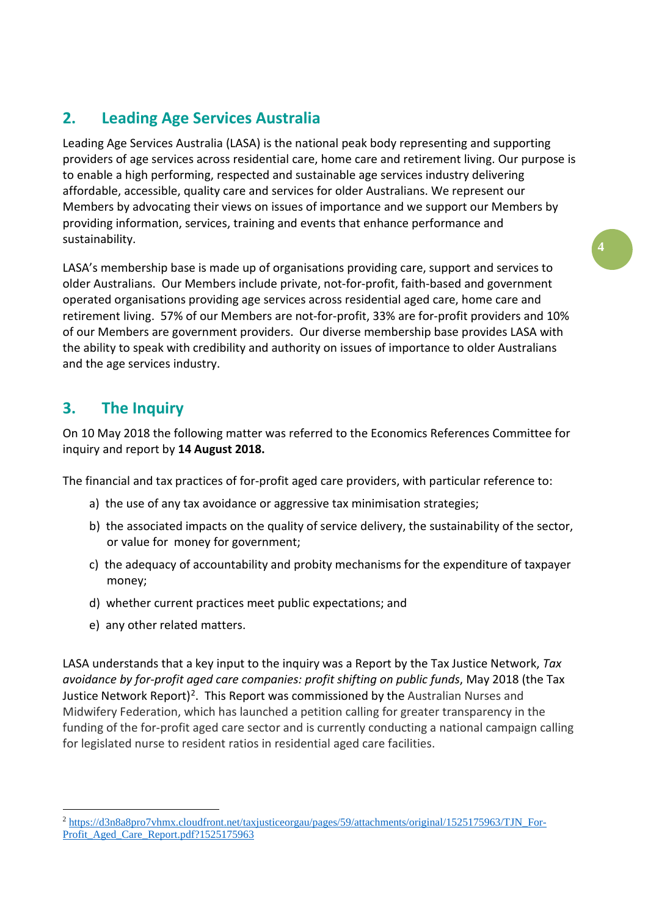## 2. Leading Age Services Australia

Leading Age Services Australia (LASA) is the national peak body representing and supporting providers of age services across residential care, home care and retirement living. Our purpose is to enable a high performing, respected and sustainable age services industry delivering affordable, accessible, quality care and services for older Australians. We represent our Members by advocating their views on issues of importance and we support our Members by providing information, services, training and events that enhance performance and sustainability.

LASA's membership base is made up of organisations providing care, support and services to older Australians. Our Members include private, not-for-profit, faith-based and government operated organisations providing age services across residential aged care, home care and retirement living. 57% of our Members are not-for-profit, 33% are for-profit providers and 10% of our Members are government providers. Our diverse membership base provides LASA with the ability to speak with credibility and authority on issues of importance to older Australians and the age services industry.

## 3. The Inquiry

On 10 May 2018 the following matter was referred to the Economics References Committee for inquiry and report by **14 August 2018.**

The financial and tax practices of for-profit aged care providers, with particular reference to:

a) the use of any tax avoidance or aggressive tax minimisation strategies;

b) the associated impacts on the quality of service delivery, the sustainability of the sector, or value for money for government;

c) the adequacy of accountability and probity mechanisms for the expenditure of taxpayer money;

d) whether current practices meet public expectations; and

e) any other related matters.

LASA understands that a key input to the inquiry was a Report by the Tax Justice Network, *Tax avoidance by for-profit aged care companies: profit shifting on public funds*, May 2018 (the Tax Justice Network Report)[2]. This Report was commissioned by the Australian Nurses and Midwifery Federation, which has launched a petition calling for greater transparency in the funding of the for-profit aged care sector and is currently conducting a national campaign calling for legislated nurse to resident ratios in residential aged care facilities.

[2] https://d3n8a8pro7vhmx.cloudfront.net/taxjusticeorgau/pages/59/attachments/original/1525175963/TJN_For-Profit_Aged_Care_Report.pdf?1525175963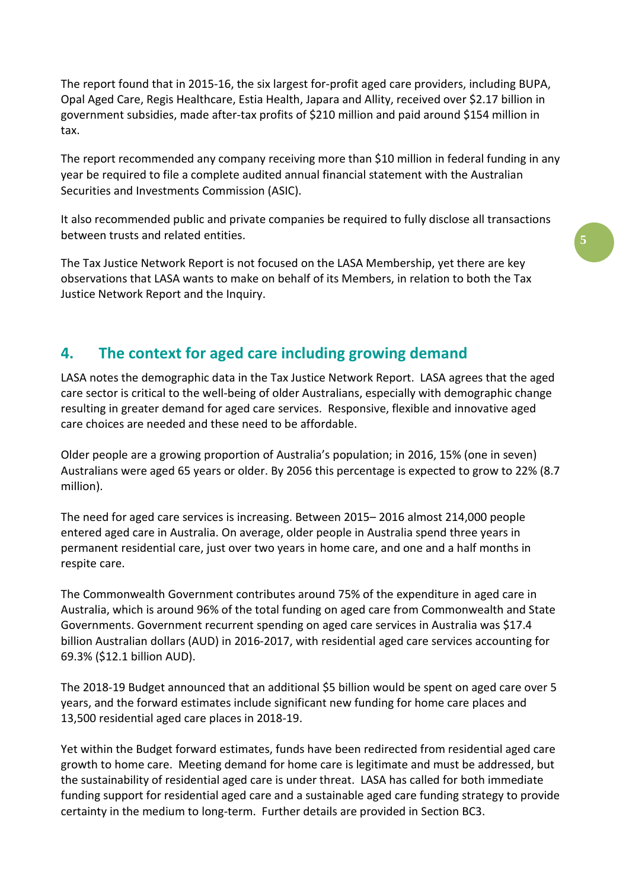The report found that in 2015-16, the six largest for-profit aged care providers, including BUPA, Opal Aged Care, Regis Healthcare, Estia Health, Japara and Allity, received over $2.17 billion in government subsidies, made after-tax profits of $210 million and paid around $154 million in tax.

The report recommended any company receiving more than $10 million in federal funding in any year be required to file a complete audited annual financial statement with the Australian Securities and Investments Commission (ASIC).

It also recommended public and private companies be required to fully disclose all transactions between trusts and related entities.

The Tax Justice Network Report is not focused on the LASA Membership, yet there are key observations that LASA wants to make on behalf of its Members, in relation to both the Tax Justice Network Report and the Inquiry.

## 4. The context for aged care including growing demand

LASA notes the demographic data in the Tax Justice Network Report. LASA agrees that the aged care sector is critical to the well-being of older Australians, especially with demographic change resulting in greater demand for aged care services. Responsive, flexible and innovative aged care choices are needed and these need to be affordable.

Older people are a growing proportion of Australia's population; in 2016, 15% (one in seven) Australians were aged 65 years or older. By 2056 this percentage is expected to grow to 22% (8.7 million).

The need for aged care services is increasing. Between 2015– 2016 almost 214,000 people entered aged care in Australia. On average, older people in Australia spend three years in permanent residential care, just over two years in home care, and one and a half months in respite care.

The Commonwealth Government contributes around 75% of the expenditure in aged care in Australia, which is around 96% of the total funding on aged care from Commonwealth and State Governments. Government recurrent spending on aged care services in Australia was $17.4 billion Australian dollars (AUD) in 2016-2017, with residential aged care services accounting for 69.3% ($12.1 billion AUD).

The 2018-19 Budget announced that an additional $5 billion would be spent on aged care over 5 years, and the forward estimates include significant new funding for home care places and 13,500 residential aged care places in 2018-19.

Yet within the Budget forward estimates, funds have been redirected from residential aged care growth to home care. Meeting demand for home care is legitimate and must be addressed, but the sustainability of residential aged care is under threat. LASA has called for both immediate funding support for residential aged care and a sustainable aged care funding strategy to provide certainty in the medium to long-term. Further details are provided in Section BC3.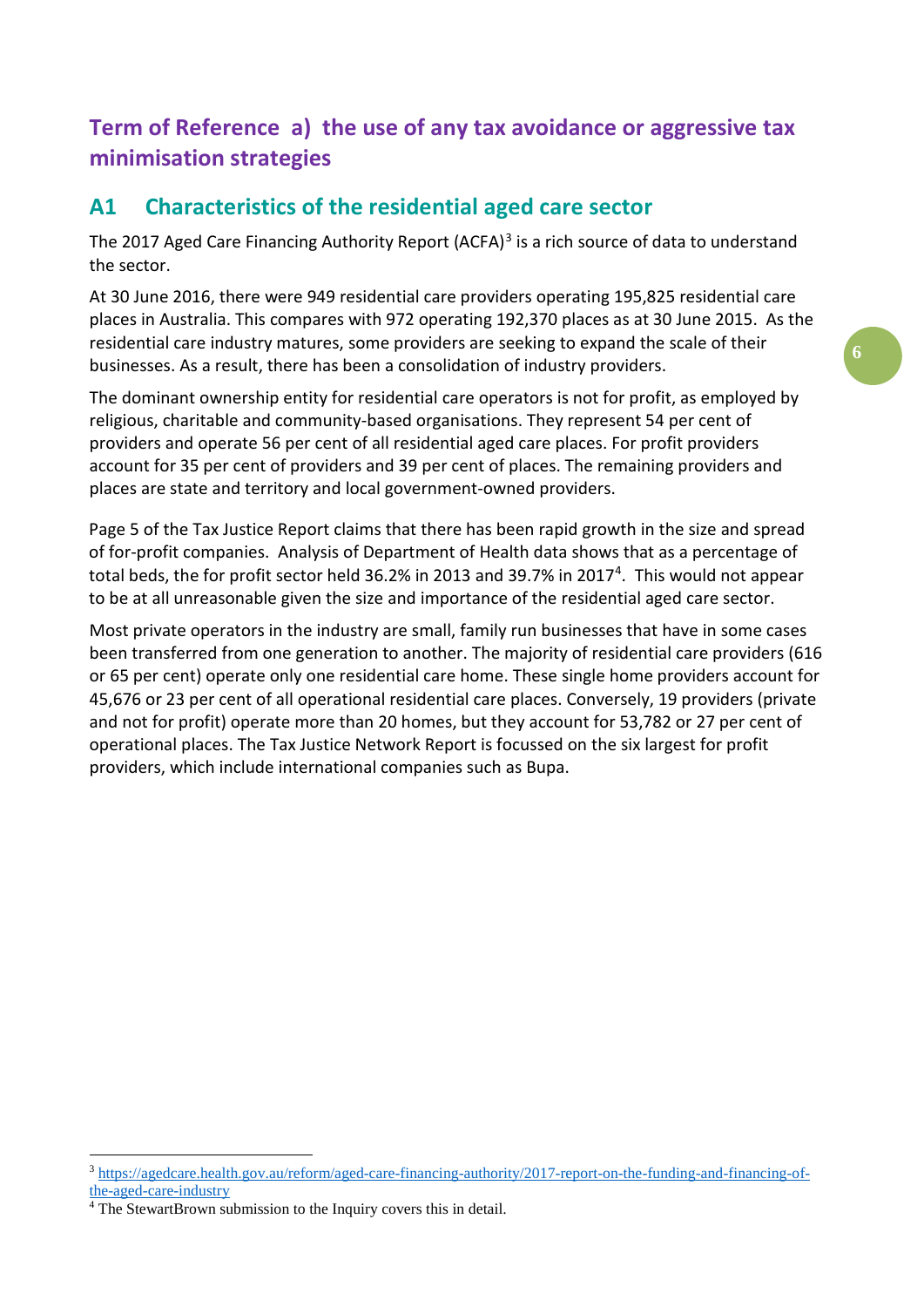## Term of Reference a) the use of any tax avoidance or aggressive tax minimisation strategies

### A1 Characteristics of the residential aged care sector

The 2017 Aged Care Financing Authority Report (ACFA)[3] is a rich source of data to understand the sector.

At 30 June 2016, there were 949 residential care providers operating 195,825 residential care places in Australia. This compares with 972 operating 192,370 places as at 30 June 2015. As the residential care industry matures, some providers are seeking to expand the scale of their businesses. As a result, there has been a consolidation of industry providers.

The dominant ownership entity for residential care operators is not for profit, as employed by religious, charitable and community-based organisations. They represent 54 per cent of providers and operate 56 per cent of all residential aged care places. For profit providers account for 35 per cent of providers and 39 per cent of places. The remaining providers and places are state and territory and local government-owned providers.

Page 5 of the Tax Justice Report claims that there has been rapid growth in the size and spread of for-profit companies. Analysis of Department of Health data shows that as a percentage of total beds, the for profit sector held 36.2% in 2013 and 39.7% in 2017[4]. This would not appear to be at all unreasonable given the size and importance of the residential aged care sector.

Most private operators in the industry are small, family run businesses that have in some cases been transferred from one generation to another. The majority of residential care providers (616 or 65 per cent) operate only one residential care home. These single home providers account for 45,676 or 23 per cent of all operational residential care places. Conversely, 19 providers (private and not for profit) operate more than 20 homes, but they account for 53,782 or 27 per cent of operational places. The Tax Justice Network Report is focussed on the six largest for profit providers, which include international companies such as Bupa.

---

[3] https://agedcare.health.gov.au/reform/aged-care-financing-authority/2017-report-on-the-funding-and-financing-of-the-aged-care-industry

[4] The StewartBrown submission to the Inquiry covers this in detail.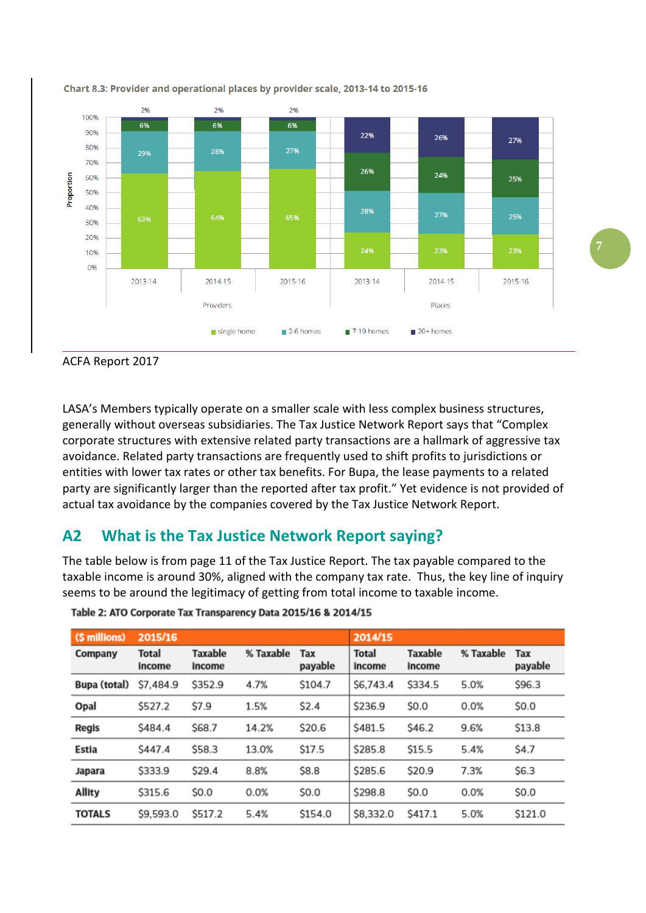**Chart 8.3: Provider and operational places by provider scale, 2013-14 to 2015-16**

ACFA Report 2017

LASA's Members typically operate on a smaller scale with less complex business structures, generally without overseas subsidiaries. The Tax Justice Network Report says that "Complex corporate structures with extensive related party transactions are a hallmark of aggressive tax avoidance. Related party transactions are frequently used to shift profits to jurisdictions or entities with lower tax rates or other tax benefits. For Bupa, the lease payments to a related party are significantly larger than the reported after tax profit." Yet evidence is not provided of actual tax avoidance by the companies covered by the Tax Justice Network Report.

## A2 What is the Tax Justice Network Report saying?

The table below is from page 11 of the Tax Justice Report. The tax payable compared to the taxable income is around 30%, aligned with the company tax rate. Thus, the key line of inquiry seems to be around the legitimacy of getting from total income to taxable income.

**Table 2: ATO Corporate Tax Transparency Data 2015/16 & 2014/15**

| ($ millions) | 2015/16 | | | | 2014/15 | | | |
|---|---|---|---|---|---|---|---|---|
| Company | Total income | Taxable income | % Taxable | Tax payable | Total income | Taxable income | % Taxable | Tax payable |
| Bupa (total) | $7,484.9 | $352.9 | 4.7% | $104.7 | $6,743.4 | $334.5 | 5.0% | $96.3 |
| Opal | $527.2 | $7.9 | 1.5% | $2.4 | $236.9 | $0.0 | 0.0% | $0.0 |
| Regis | $484.4 | $68.7 | 14.2% | $20.6 | $481.5 | $46.2 | 9.6% | $13.8 |
| Estia | $447.4 | $58.3 | 13.0% | $17.5 | $285.8 | $15.5 | 5.4% | $4.7 |
| Japara | $333.9 | $29.4 | 8.8% | $8.8 | $285.6 | $20.9 | 7.3% | $6.3 |
| Allity | $315.6 | $0.0 | 0.0% | $0.0 | $298.8 | $0.0 | 0.0% | $0.0 |
| TOTALS | $9,593.0 | $517.2 | 5.4% | $154.0 | $8,332.0 | $417.1 | 5.0% | $121.0 |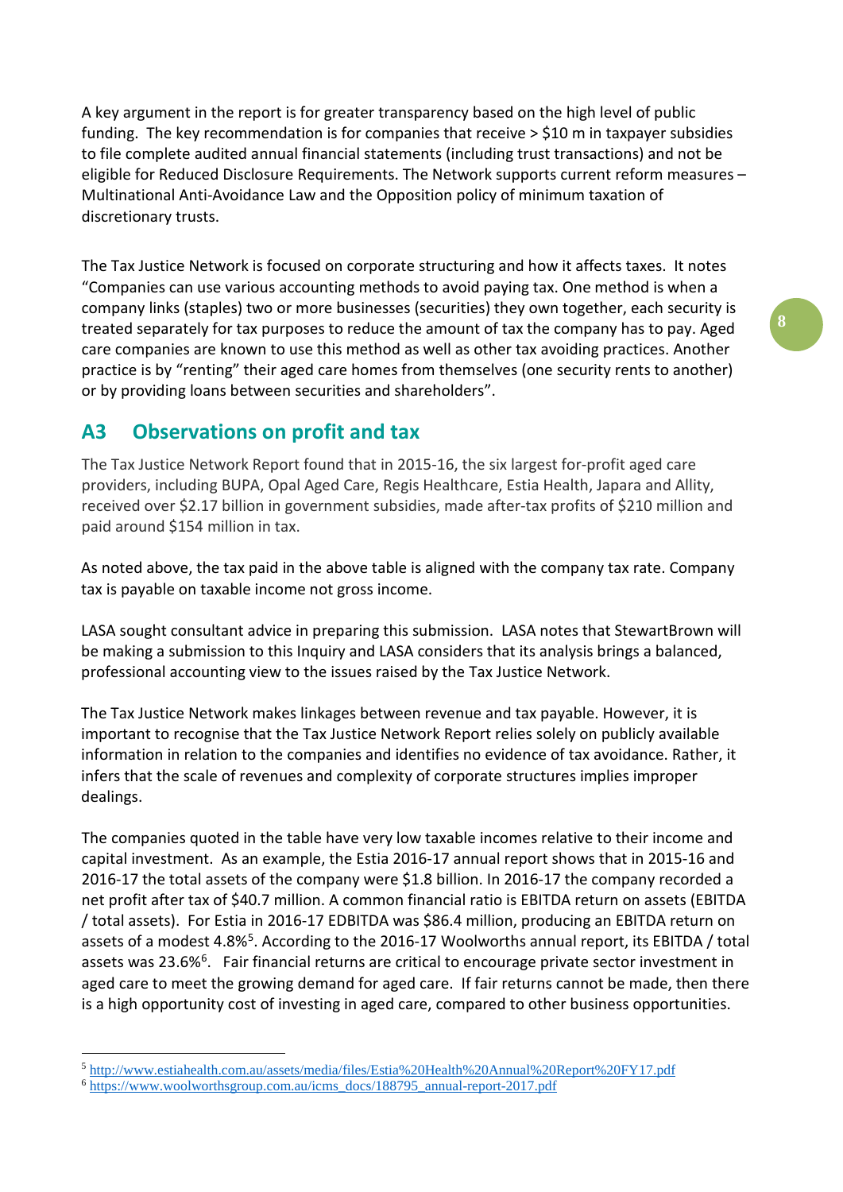A key argument in the report is for greater transparency based on the high level of public funding. The key recommendation is for companies that receive > $10 m in taxpayer subsidies to file complete audited annual financial statements (including trust transactions) and not be eligible for Reduced Disclosure Requirements. The Network supports current reform measures – Multinational Anti-Avoidance Law and the Opposition policy of minimum taxation of discretionary trusts.

The Tax Justice Network is focused on corporate structuring and how it affects taxes. It notes "Companies can use various accounting methods to avoid paying tax. One method is when a company links (staples) two or more businesses (securities) they own together, each security is treated separately for tax purposes to reduce the amount of tax the company has to pay. Aged care companies are known to use this method as well as other tax avoiding practices. Another practice is by "renting" their aged care homes from themselves (one security rents to another) or by providing loans between securities and shareholders".

## A3 Observations on profit and tax

The Tax Justice Network Report found that in 2015-16, the six largest for-profit aged care providers, including BUPA, Opal Aged Care, Regis Healthcare, Estia Health, Japara and Allity, received over $2.17 billion in government subsidies, made after-tax profits of $210 million and paid around $154 million in tax.

As noted above, the tax paid in the above table is aligned with the company tax rate. Company tax is payable on taxable income not gross income.

LASA sought consultant advice in preparing this submission. LASA notes that StewartBrown will be making a submission to this Inquiry and LASA considers that its analysis brings a balanced, professional accounting view to the issues raised by the Tax Justice Network.

The Tax Justice Network makes linkages between revenue and tax payable. However, it is important to recognise that the Tax Justice Network Report relies solely on publicly available information in relation to the companies and identifies no evidence of tax avoidance. Rather, it infers that the scale of revenues and complexity of corporate structures implies improper dealings.

The companies quoted in the table have very low taxable incomes relative to their income and capital investment. As an example, the Estia 2016-17 annual report shows that in 2015-16 and 2016-17 the total assets of the company were $1.8 billion. In 2016-17 the company recorded a net profit after tax of $40.7 million. A common financial ratio is EBITDA return on assets (EBITDA / total assets). For Estia in 2016-17 EDBITDA was $86.4 million, producing an EBITDA return on assets of a modest 4.8%[5]. According to the 2016-17 Woolworths annual report, its EBITDA / total assets was 23.6%[6]. Fair financial returns are critical to encourage private sector investment in aged care to meet the growing demand for aged care. If fair returns cannot be made, then there is a high opportunity cost of investing in aged care, compared to other business opportunities.

[5] http://www.estiahealth.com.au/assets/media/files/Estia%20Health%20Annual%20Report%20FY17.pdf

[6] https://www.woolworthsgroup.com.au/icms_docs/188795_annual-report-2017.pdf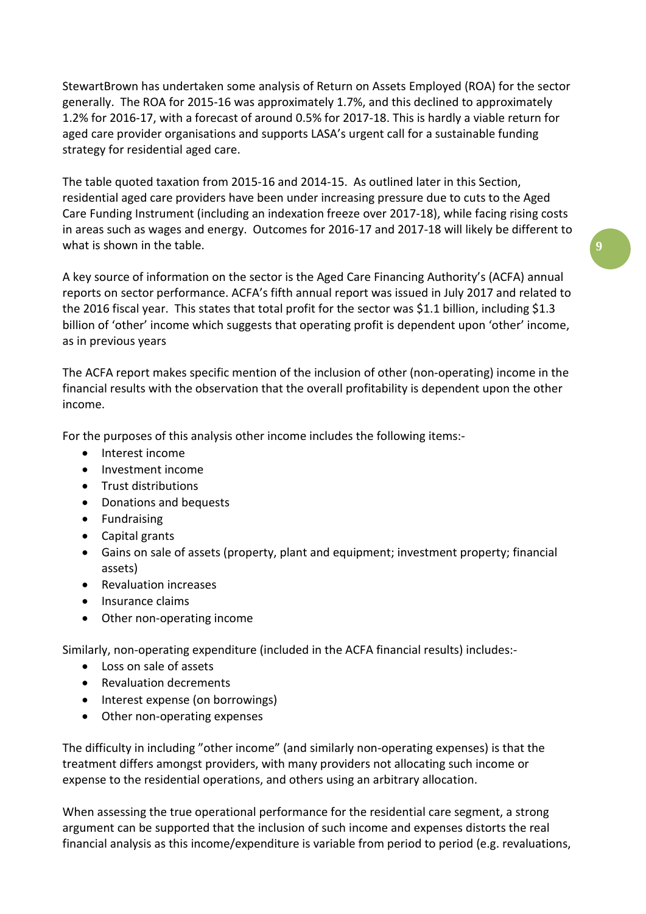StewartBrown has undertaken some analysis of Return on Assets Employed (ROA) for the sector generally. The ROA for 2015-16 was approximately 1.7%, and this declined to approximately 1.2% for 2016-17, with a forecast of around 0.5% for 2017-18. This is hardly a viable return for aged care provider organisations and supports LASA's urgent call for a sustainable funding strategy for residential aged care.

The table quoted taxation from 2015-16 and 2014-15. As outlined later in this Section, residential aged care providers have been under increasing pressure due to cuts to the Aged Care Funding Instrument (including an indexation freeze over 2017-18), while facing rising costs in areas such as wages and energy. Outcomes for 2016-17 and 2017-18 will likely be different to what is shown in the table.

A key source of information on the sector is the Aged Care Financing Authority's (ACFA) annual reports on sector performance. ACFA's fifth annual report was issued in July 2017 and related to the 2016 fiscal year. This states that total profit for the sector was $1.1 billion, including $1.3 billion of 'other' income which suggests that operating profit is dependent upon 'other' income, as in previous years

The ACFA report makes specific mention of the inclusion of other (non-operating) income in the financial results with the observation that the overall profitability is dependent upon the other income.

For the purposes of this analysis other income includes the following items:-

- Interest income
- Investment income
- Trust distributions
- Donations and bequests
- Fundraising
- Capital grants
- Gains on sale of assets (property, plant and equipment; investment property; financial assets)
- Revaluation increases
- Insurance claims
- Other non-operating income

Similarly, non-operating expenditure (included in the ACFA financial results) includes:-

- Loss on sale of assets
- Revaluation decrements
- Interest expense (on borrowings)
- Other non-operating expenses

The difficulty in including "other income" (and similarly non-operating expenses) is that the treatment differs amongst providers, with many providers not allocating such income or expense to the residential operations, and others using an arbitrary allocation.

When assessing the true operational performance for the residential care segment, a strong argument can be supported that the inclusion of such income and expenses distorts the real financial analysis as this income/expenditure is variable from period to period (e.g. revaluations,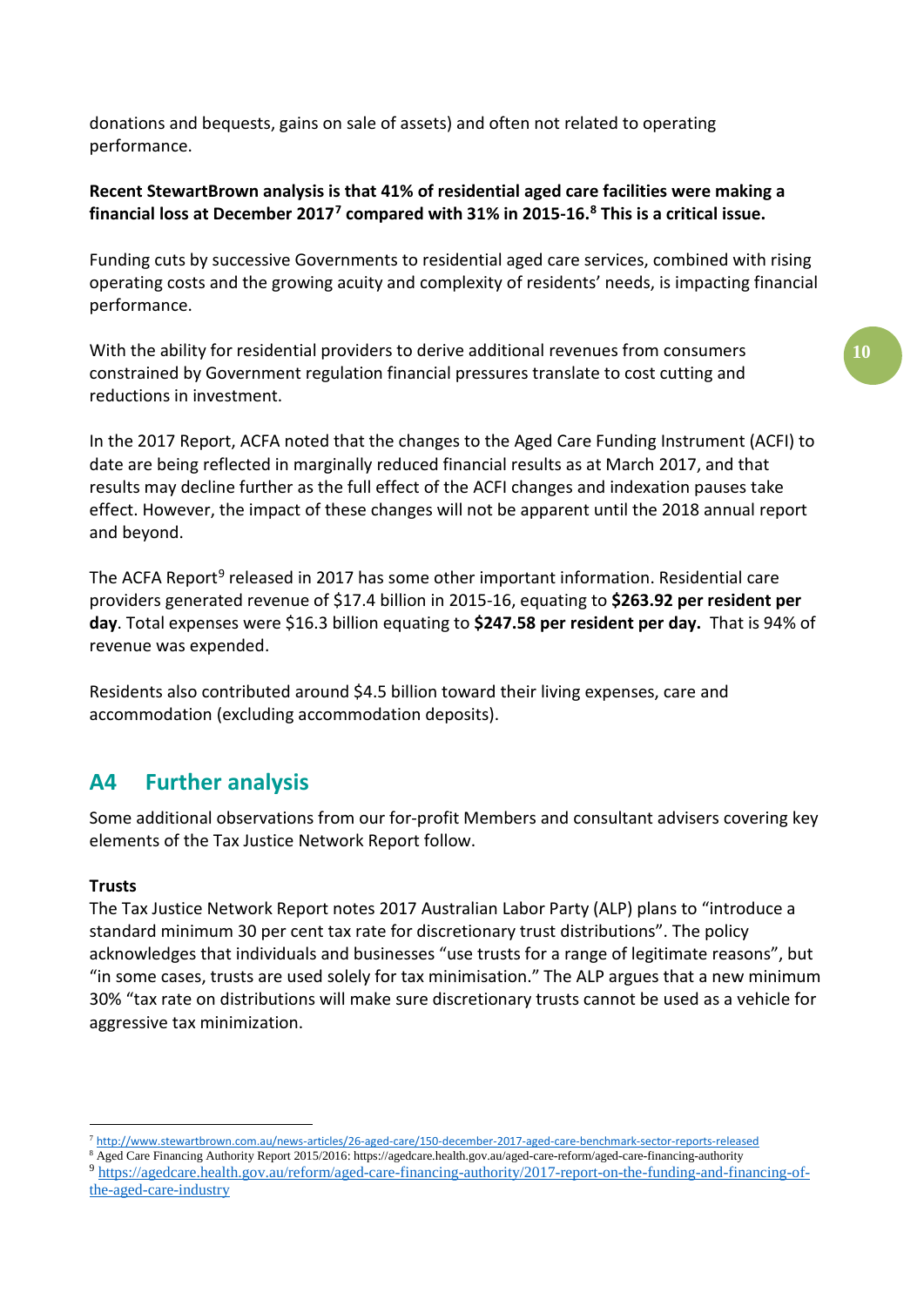donations and bequests, gains on sale of assets) and often not related to operating performance.

**Recent StewartBrown analysis is that 41% of residential aged care facilities were making a financial loss at December 2017[7] compared with 31% in 2015-16.[8] This is a critical issue.**

Funding cuts by successive Governments to residential aged care services, combined with rising operating costs and the growing acuity and complexity of residents' needs, is impacting financial performance.

With the ability for residential providers to derive additional revenues from consumers constrained by Government regulation financial pressures translate to cost cutting and reductions in investment.

In the 2017 Report, ACFA noted that the changes to the Aged Care Funding Instrument (ACFI) to date are being reflected in marginally reduced financial results as at March 2017, and that results may decline further as the full effect of the ACFI changes and indexation pauses take effect. However, the impact of these changes will not be apparent until the 2018 annual report and beyond.

The ACFA Report[9] released in 2017 has some other important information. Residential care providers generated revenue of $17.4 billion in 2015-16, equating to **$263.92 per resident per day**. Total expenses were $16.3 billion equating to **$247.58 per resident per day.** That is 94% of revenue was expended.

Residents also contributed around $4.5 billion toward their living expenses, care and accommodation (excluding accommodation deposits).

## A4 Further analysis

Some additional observations from our for-profit Members and consultant advisers covering key elements of the Tax Justice Network Report follow.

**Trusts**

The Tax Justice Network Report notes 2017 Australian Labor Party (ALP) plans to "introduce a standard minimum 30 per cent tax rate for discretionary trust distributions". The policy acknowledges that individuals and businesses "use trusts for a range of legitimate reasons", but "in some cases, trusts are used solely for tax minimisation." The ALP argues that a new minimum 30% "tax rate on distributions will make sure discretionary trusts cannot be used as a vehicle for aggressive tax minimization.

---

[7] http://www.stewartbrown.com.au/news-articles/26-aged-care/150-december-2017-aged-care-benchmark-sector-reports-released

[8] Aged Care Financing Authority Report 2015/2016: https://agedcare.health.gov.au/aged-care-reform/aged-care-financing-authority

[9] https://agedcare.health.gov.au/reform/aged-care-financing-authority/2017-report-on-the-funding-and-financing-of-the-aged-care-industry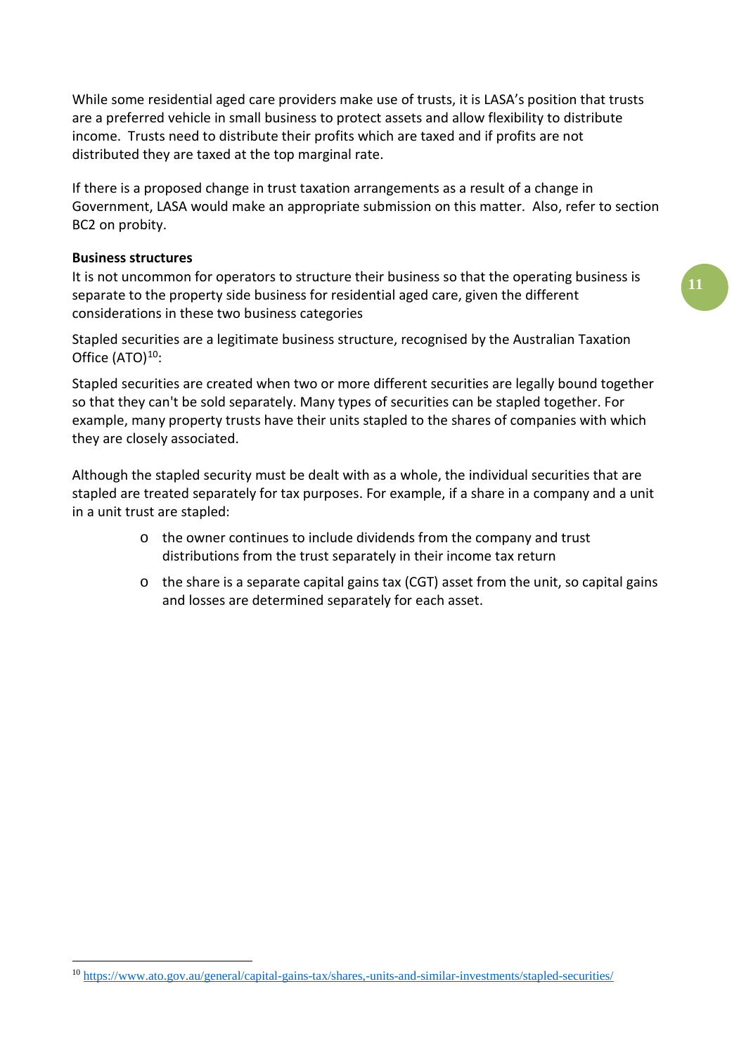While some residential aged care providers make use of trusts, it is LASA's position that trusts are a preferred vehicle in small business to protect assets and allow flexibility to distribute income. Trusts need to distribute their profits which are taxed and if profits are not distributed they are taxed at the top marginal rate.

If there is a proposed change in trust taxation arrangements as a result of a change in Government, LASA would make an appropriate submission on this matter. Also, refer to section BC2 on probity.

**Business structures**

It is not uncommon for operators to structure their business so that the operating business is separate to the property side business for residential aged care, given the different considerations in these two business categories

Stapled securities are a legitimate business structure, recognised by the Australian Taxation Office (ATO)[10]:

Stapled securities are created when two or more different securities are legally bound together so that they can't be sold separately. Many types of securities can be stapled together. For example, many property trusts have their units stapled to the shares of companies with which they are closely associated.

Although the stapled security must be dealt with as a whole, the individual securities that are stapled are treated separately for tax purposes. For example, if a share in a company and a unit in a unit trust are stapled:

- the owner continues to include dividends from the company and trust distributions from the trust separately in their income tax return
- the share is a separate capital gains tax (CGT) asset from the unit, so capital gains and losses are determined separately for each asset.

[10] https://www.ato.gov.au/general/capital-gains-tax/shares,-units-and-similar-investments/stapled-securities/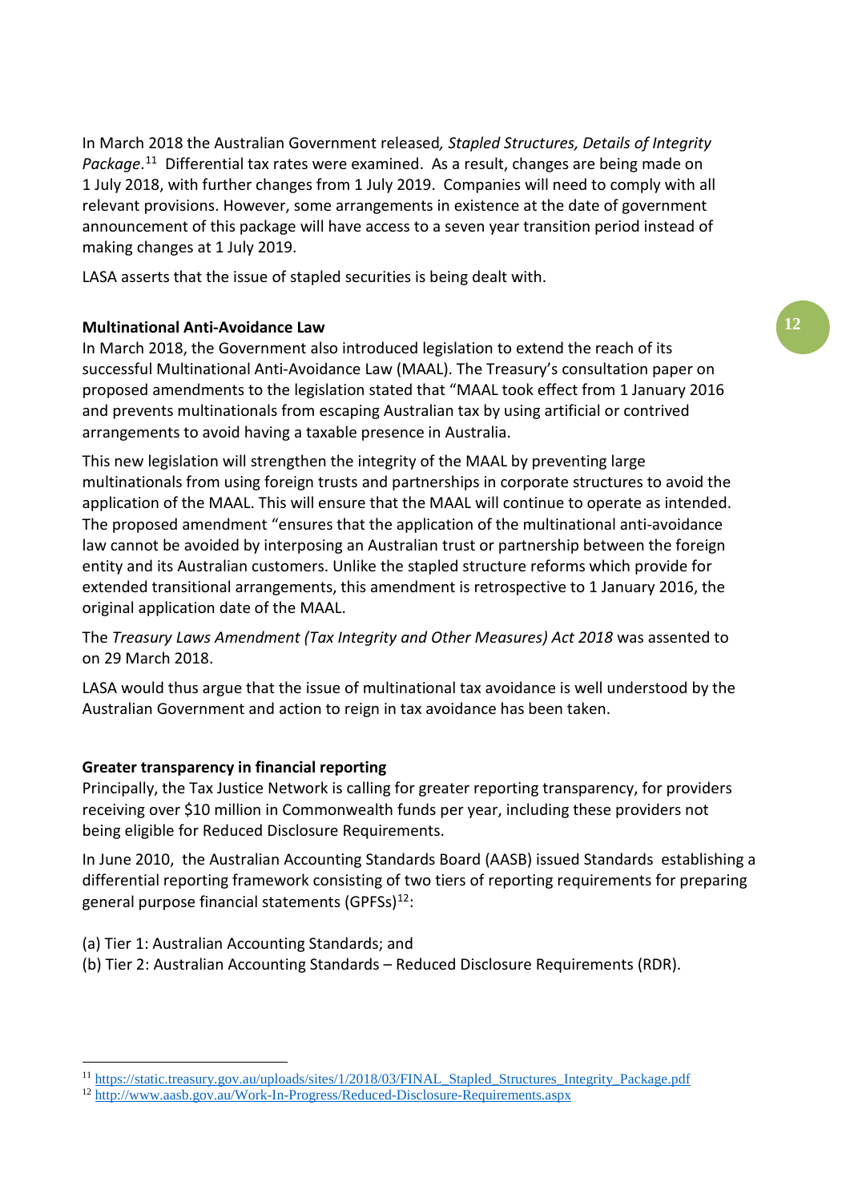In March 2018 the Australian Government released*, Stapled Structures, Details of Integrity Package*.[11] Differential tax rates were examined. As a result, changes are being made on 1 July 2018, with further changes from 1 July 2019. Companies will need to comply with all relevant provisions. However, some arrangements in existence at the date of government announcement of this package will have access to a seven year transition period instead of making changes at 1 July 2019.

LASA asserts that the issue of stapled securities is being dealt with.

**Multinational Anti-Avoidance Law**

In March 2018, the Government also introduced legislation to extend the reach of its successful Multinational Anti-Avoidance Law (MAAL). The Treasury's consultation paper on proposed amendments to the legislation stated that "MAAL took effect from 1 January 2016 and prevents multinationals from escaping Australian tax by using artificial or contrived arrangements to avoid having a taxable presence in Australia.

This new legislation will strengthen the integrity of the MAAL by preventing large multinationals from using foreign trusts and partnerships in corporate structures to avoid the application of the MAAL. This will ensure that the MAAL will continue to operate as intended. The proposed amendment "ensures that the application of the multinational anti-avoidance law cannot be avoided by interposing an Australian trust or partnership between the foreign entity and its Australian customers. Unlike the stapled structure reforms which provide for extended transitional arrangements, this amendment is retrospective to 1 January 2016, the original application date of the MAAL.

The *Treasury Laws Amendment (Tax Integrity and Other Measures) Act 2018* was assented to on 29 March 2018.

LASA would thus argue that the issue of multinational tax avoidance is well understood by the Australian Government and action to reign in tax avoidance has been taken.

**Greater transparency in financial reporting**

Principally, the Tax Justice Network is calling for greater reporting transparency, for providers receiving over $10 million in Commonwealth funds per year, including these providers not being eligible for Reduced Disclosure Requirements.

In June 2010, the Australian Accounting Standards Board (AASB) issued Standards establishing a differential reporting framework consisting of two tiers of reporting requirements for preparing general purpose financial statements (GPFSs)[12]:

(a) Tier 1: Australian Accounting Standards; and
(b) Tier 2: Australian Accounting Standards – Reduced Disclosure Requirements (RDR).

---

[11] https://static.treasury.gov.au/uploads/sites/1/2018/03/FINAL_Stapled_Structures_Integrity_Package.pdf

[12] http://www.aasb.gov.au/Work-In-Progress/Reduced-Disclosure-Requirements.aspx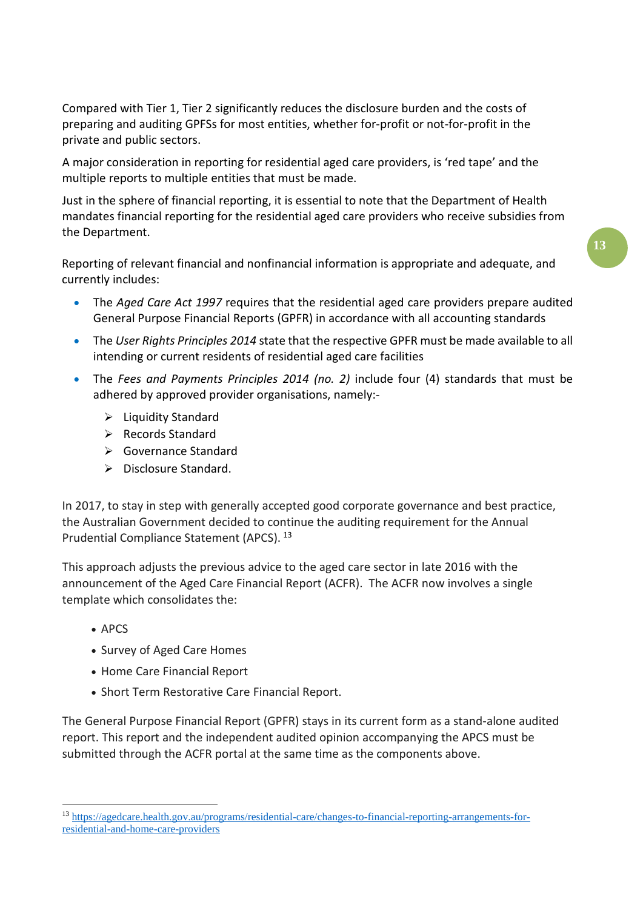Compared with Tier 1, Tier 2 significantly reduces the disclosure burden and the costs of preparing and auditing GPFSs for most entities, whether for-profit or not-for-profit in the private and public sectors.

A major consideration in reporting for residential aged care providers, is 'red tape' and the multiple reports to multiple entities that must be made.

Just in the sphere of financial reporting, it is essential to note that the Department of Health mandates financial reporting for the residential aged care providers who receive subsidies from the Department.

Reporting of relevant financial and nonfinancial information is appropriate and adequate, and currently includes:

- The *Aged Care Act 1997* requires that the residential aged care providers prepare audited General Purpose Financial Reports (GPFR) in accordance with all accounting standards
- The *User Rights Principles 2014* state that the respective GPFR must be made available to all intending or current residents of residential aged care facilities
- The *Fees and Payments Principles 2014 (no. 2)* include four (4) standards that must be adhered by approved provider organisations, namely:-
  - Liquidity Standard
  - Records Standard
  - Governance Standard
  - Disclosure Standard.

In 2017, to stay in step with generally accepted good corporate governance and best practice, the Australian Government decided to continue the auditing requirement for the Annual Prudential Compliance Statement (APCS). [13]

This approach adjusts the previous advice to the aged care sector in late 2016 with the announcement of the Aged Care Financial Report (ACFR). The ACFR now involves a single template which consolidates the:

- APCS
- Survey of Aged Care Homes
- Home Care Financial Report
- Short Term Restorative Care Financial Report.

The General Purpose Financial Report (GPFR) stays in its current form as a stand-alone audited report. This report and the independent audited opinion accompanying the APCS must be submitted through the ACFR portal at the same time as the components above.

[13] https://agedcare.health.gov.au/programs/residential-care/changes-to-financial-reporting-arrangements-for-residential-and-home-care-providers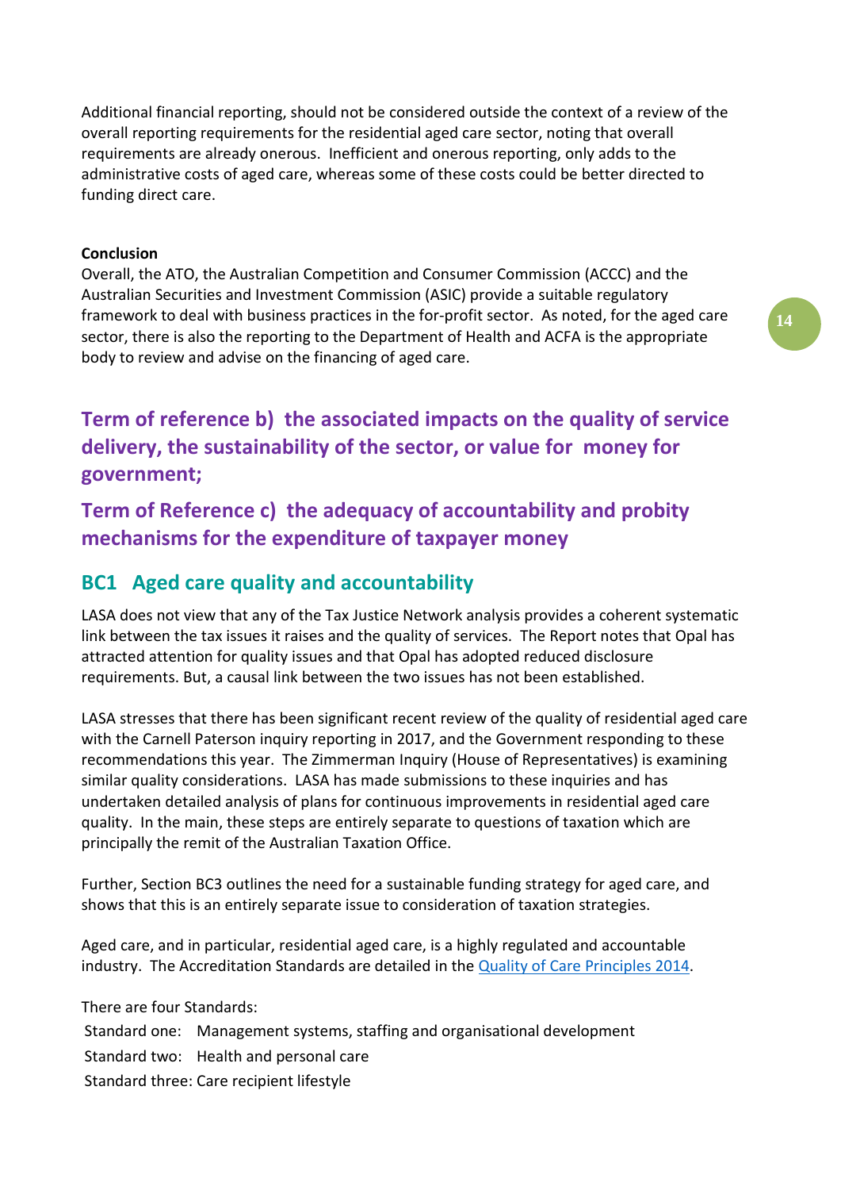Additional financial reporting, should not be considered outside the context of a review of the overall reporting requirements for the residential aged care sector, noting that overall requirements are already onerous. Inefficient and onerous reporting, only adds to the administrative costs of aged care, whereas some of these costs could be better directed to funding direct care.

**Conclusion**

Overall, the ATO, the Australian Competition and Consumer Commission (ACCC) and the Australian Securities and Investment Commission (ASIC) provide a suitable regulatory framework to deal with business practices in the for-profit sector. As noted, for the aged care sector, there is also the reporting to the Department of Health and ACFA is the appropriate body to review and advise on the financing of aged care.

## Term of reference b) the associated impacts on the quality of service delivery, the sustainability of the sector, or value for money for government;

## Term of Reference c) the adequacy of accountability and probity mechanisms for the expenditure of taxpayer money

### BC1 Aged care quality and accountability

LASA does not view that any of the Tax Justice Network analysis provides a coherent systematic link between the tax issues it raises and the quality of services. The Report notes that Opal has attracted attention for quality issues and that Opal has adopted reduced disclosure requirements. But, a causal link between the two issues has not been established.

LASA stresses that there has been significant recent review of the quality of residential aged care with the Carnell Paterson inquiry reporting in 2017, and the Government responding to these recommendations this year. The Zimmerman Inquiry (House of Representatives) is examining similar quality considerations. LASA has made submissions to these inquiries and has undertaken detailed analysis of plans for continuous improvements in residential aged care quality. In the main, these steps are entirely separate to questions of taxation which are principally the remit of the Australian Taxation Office.

Further, Section BC3 outlines the need for a sustainable funding strategy for aged care, and shows that this is an entirely separate issue to consideration of taxation strategies.

Aged care, and in particular, residential aged care, is a highly regulated and accountable industry. The Accreditation Standards are detailed in the [Quality of Care Principles 2014](#).

There are four Standards:

Standard one: Management systems, staffing and organisational development

Standard two: Health and personal care

Standard three: Care recipient lifestyle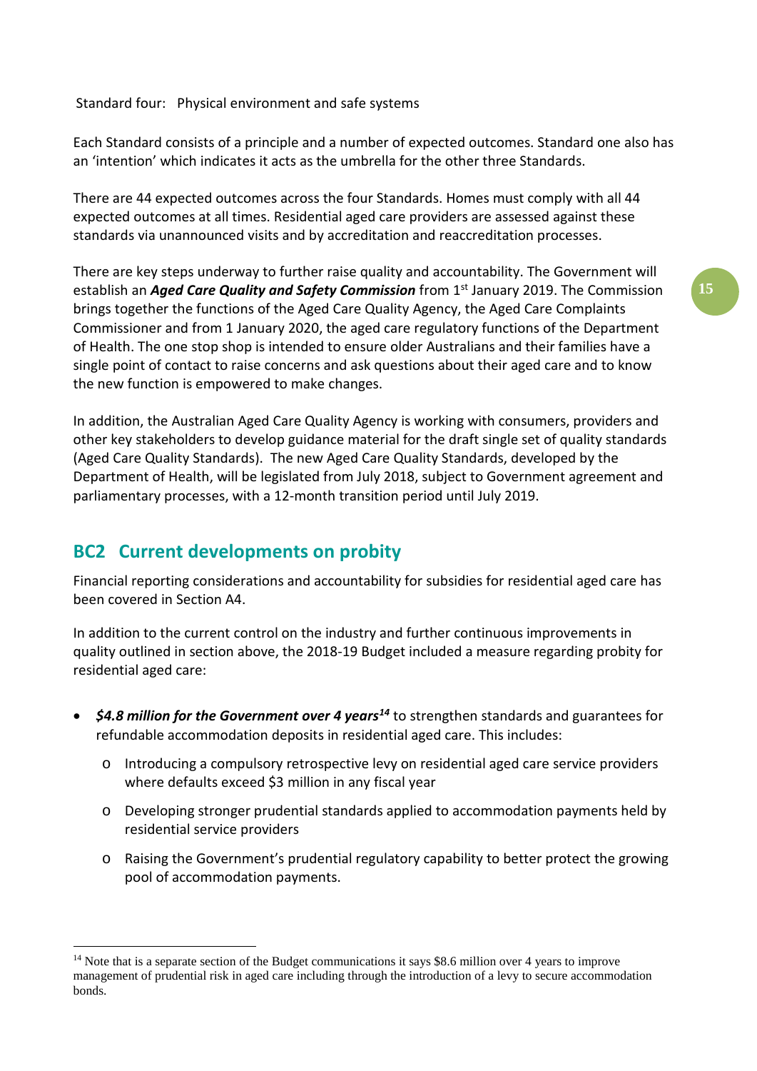Standard four: Physical environment and safe systems

Each Standard consists of a principle and a number of expected outcomes. Standard one also has an 'intention' which indicates it acts as the umbrella for the other three Standards.

There are 44 expected outcomes across the four Standards. Homes must comply with all 44 expected outcomes at all times. Residential aged care providers are assessed against these standards via unannounced visits and by accreditation and reaccreditation processes.

There are key steps underway to further raise quality and accountability. The Government will establish an ***Aged Care Quality and Safety Commission*** from 1st January 2019. The Commission brings together the functions of the Aged Care Quality Agency, the Aged Care Complaints Commissioner and from 1 January 2020, the aged care regulatory functions of the Department of Health. The one stop shop is intended to ensure older Australians and their families have a single point of contact to raise concerns and ask questions about their aged care and to know the new function is empowered to make changes.

In addition, the Australian Aged Care Quality Agency is working with consumers, providers and other key stakeholders to develop guidance material for the draft single set of quality standards (Aged Care Quality Standards). The new Aged Care Quality Standards, developed by the Department of Health, will be legislated from July 2018, subject to Government agreement and parliamentary processes, with a 12-month transition period until July 2019.

## BC2 Current developments on probity

Financial reporting considerations and accountability for subsidies for residential aged care has been covered in Section A4.

In addition to the current control on the industry and further continuous improvements in quality outlined in section above, the 2018-19 Budget included a measure regarding probity for residential aged care:

- ***$4.8 million for the Government over 4 years***[14] to strengthen standards and guarantees for refundable accommodation deposits in residential aged care. This includes:
  - Introducing a compulsory retrospective levy on residential aged care service providers where defaults exceed $3 million in any fiscal year
  - Developing stronger prudential standards applied to accommodation payments held by residential service providers
  - Raising the Government's prudential regulatory capability to better protect the growing pool of accommodation payments.

[14] Note that is a separate section of the Budget communications it says $8.6 million over 4 years to improve management of prudential risk in aged care including through the introduction of a levy to secure accommodation bonds.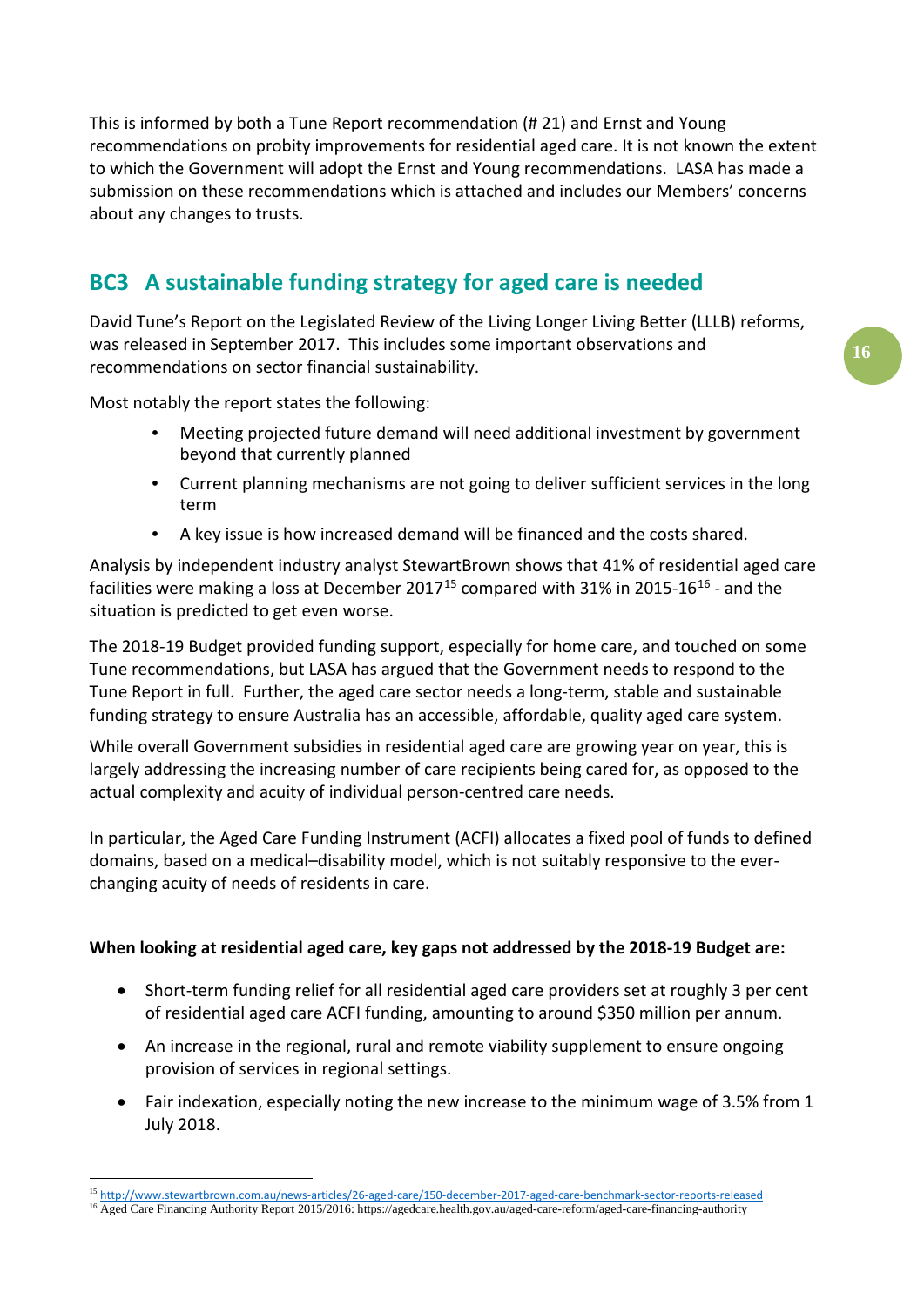This is informed by both a Tune Report recommendation (# 21) and Ernst and Young recommendations on probity improvements for residential aged care. It is not known the extent to which the Government will adopt the Ernst and Young recommendations. LASA has made a submission on these recommendations which is attached and includes our Members' concerns about any changes to trusts.

## BC3 A sustainable funding strategy for aged care is needed

David Tune's Report on the Legislated Review of the Living Longer Living Better (LLLB) reforms, was released in September 2017. This includes some important observations and recommendations on sector financial sustainability.

Most notably the report states the following:

- Meeting projected future demand will need additional investment by government beyond that currently planned
- Current planning mechanisms are not going to deliver sufficient services in the long term
- A key issue is how increased demand will be financed and the costs shared.

Analysis by independent industry analyst StewartBrown shows that 41% of residential aged care facilities were making a loss at December 2017[15] compared with 31% in 2015-16[16] - and the situation is predicted to get even worse.

The 2018-19 Budget provided funding support, especially for home care, and touched on some Tune recommendations, but LASA has argued that the Government needs to respond to the Tune Report in full. Further, the aged care sector needs a long-term, stable and sustainable funding strategy to ensure Australia has an accessible, affordable, quality aged care system.

While overall Government subsidies in residential aged care are growing year on year, this is largely addressing the increasing number of care recipients being cared for, as opposed to the actual complexity and acuity of individual person-centred care needs.

In particular, the Aged Care Funding Instrument (ACFI) allocates a fixed pool of funds to defined domains, based on a medical–disability model, which is not suitably responsive to the ever-changing acuity of needs of residents in care.

**When looking at residential aged care, key gaps not addressed by the 2018-19 Budget are:**

- Short-term funding relief for all residential aged care providers set at roughly 3 per cent of residential aged care ACFI funding, amounting to around $350 million per annum.
- An increase in the regional, rural and remote viability supplement to ensure ongoing provision of services in regional settings.
- Fair indexation, especially noting the new increase to the minimum wage of 3.5% from 1 July 2018.

---

[15] http://www.stewartbrown.com.au/news-articles/26-aged-care/150-december-2017-aged-care-benchmark-sector-reports-released

[16] Aged Care Financing Authority Report 2015/2016: https://agedcare.health.gov.au/aged-care-reform/aged-care-financing-authority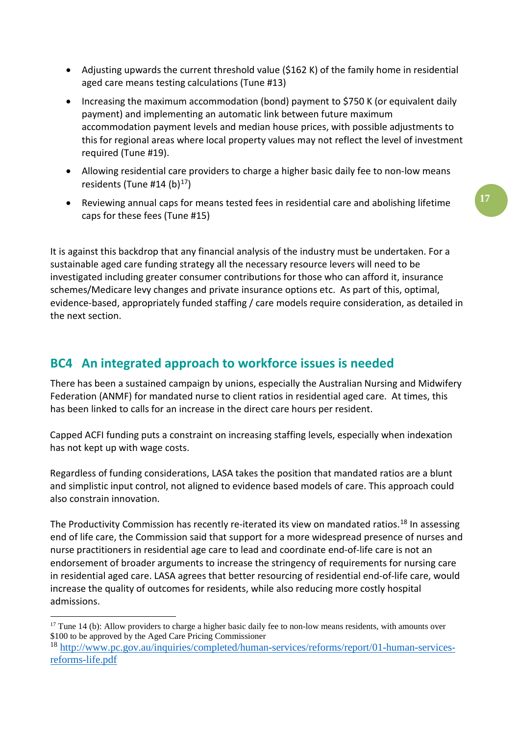- Adjusting upwards the current threshold value ($162 K) of the family home in residential aged care means testing calculations (Tune #13)
- Increasing the maximum accommodation (bond) payment to $750 K (or equivalent daily payment) and implementing an automatic link between future maximum accommodation payment levels and median house prices, with possible adjustments to this for regional areas where local property values may not reflect the level of investment required (Tune #19).
- Allowing residential care providers to charge a higher basic daily fee to non-low means residents (Tune #14 (b)[17])
- Reviewing annual caps for means tested fees in residential care and abolishing lifetime caps for these fees (Tune #15)

It is against this backdrop that any financial analysis of the industry must be undertaken. For a sustainable aged care funding strategy all the necessary resource levers will need to be investigated including greater consumer contributions for those who can afford it, insurance schemes/Medicare levy changes and private insurance options etc. As part of this, optimal, evidence-based, appropriately funded staffing / care models require consideration, as detailed in the next section.

## BC4 An integrated approach to workforce issues is needed

There has been a sustained campaign by unions, especially the Australian Nursing and Midwifery Federation (ANMF) for mandated nurse to client ratios in residential aged care. At times, this has been linked to calls for an increase in the direct care hours per resident.

Capped ACFI funding puts a constraint on increasing staffing levels, especially when indexation has not kept up with wage costs.

Regardless of funding considerations, LASA takes the position that mandated ratios are a blunt and simplistic input control, not aligned to evidence based models of care. This approach could also constrain innovation.

The Productivity Commission has recently re-iterated its view on mandated ratios.[18] In assessing end of life care, the Commission said that support for a more widespread presence of nurses and nurse practitioners in residential age care to lead and coordinate end-of-life care is not an endorsement of broader arguments to increase the stringency of requirements for nursing care in residential aged care. LASA agrees that better resourcing of residential end-of-life care, would increase the quality of outcomes for residents, while also reducing more costly hospital admissions.

---

[17] Tune 14 (b): Allow providers to charge a higher basic daily fee to non-low means residents, with amounts over $100 to be approved by the Aged Care Pricing Commissioner

[18] http://www.pc.gov.au/inquiries/completed/human-services/reforms/report/01-human-services-reforms-life.pdf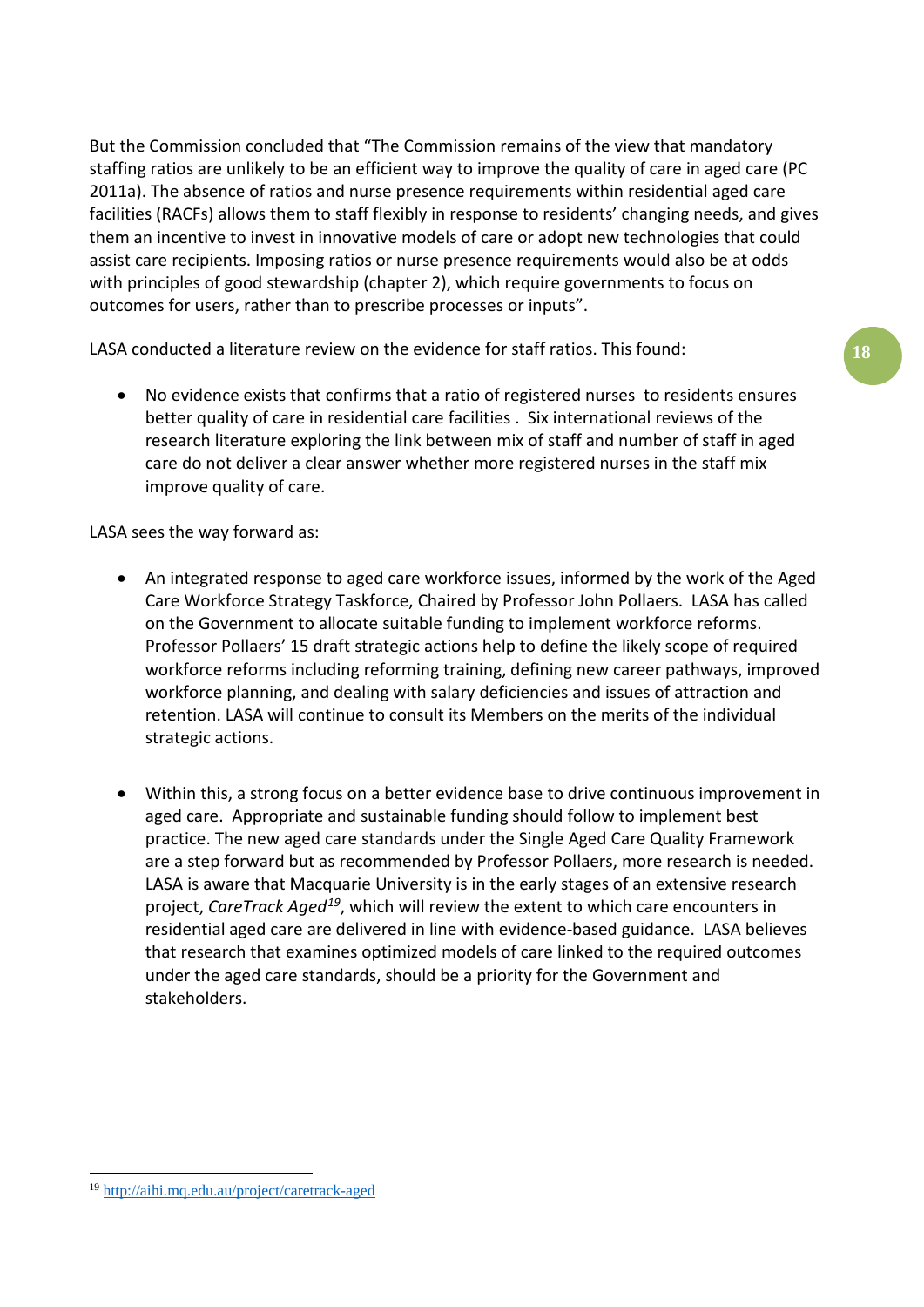But the Commission concluded that "The Commission remains of the view that mandatory staffing ratios are unlikely to be an efficient way to improve the quality of care in aged care (PC 2011a). The absence of ratios and nurse presence requirements within residential aged care facilities (RACFs) allows them to staff flexibly in response to residents' changing needs, and gives them an incentive to invest in innovative models of care or adopt new technologies that could assist care recipients. Imposing ratios or nurse presence requirements would also be at odds with principles of good stewardship (chapter 2), which require governments to focus on outcomes for users, rather than to prescribe processes or inputs".

LASA conducted a literature review on the evidence for staff ratios. This found:

- No evidence exists that confirms that a ratio of registered nurses to residents ensures better quality of care in residential care facilities . Six international reviews of the research literature exploring the link between mix of staff and number of staff in aged care do not deliver a clear answer whether more registered nurses in the staff mix improve quality of care.

LASA sees the way forward as:

- An integrated response to aged care workforce issues, informed by the work of the Aged Care Workforce Strategy Taskforce, Chaired by Professor John Pollaers. LASA has called on the Government to allocate suitable funding to implement workforce reforms. Professor Pollaers' 15 draft strategic actions help to define the likely scope of required workforce reforms including reforming training, defining new career pathways, improved workforce planning, and dealing with salary deficiencies and issues of attraction and retention. LASA will continue to consult its Members on the merits of the individual strategic actions.

- Within this, a strong focus on a better evidence base to drive continuous improvement in aged care. Appropriate and sustainable funding should follow to implement best practice. The new aged care standards under the Single Aged Care Quality Framework are a step forward but as recommended by Professor Pollaers, more research is needed. LASA is aware that Macquarie University is in the early stages of an extensive research project, *CareTrack Aged*[19], which will review the extent to which care encounters in residential aged care are delivered in line with evidence-based guidance. LASA believes that research that examines optimized models of care linked to the required outcomes under the aged care standards, should be a priority for the Government and stakeholders.

[19] http://aihi.mq.edu.au/project/caretrack-aged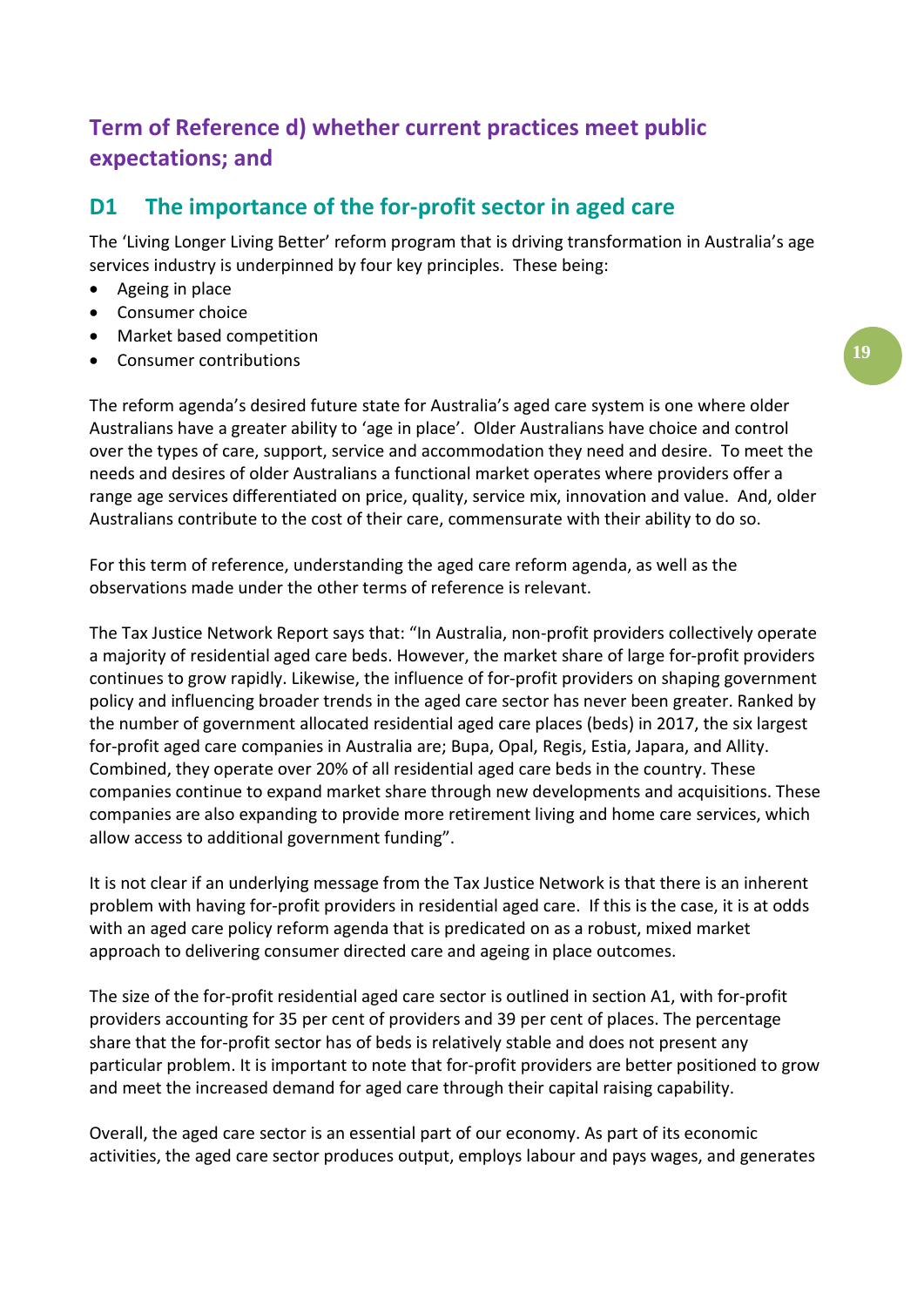## Term of Reference d) whether current practices meet public expectations; and

## D1 The importance of the for-profit sector in aged care

The 'Living Longer Living Better' reform program that is driving transformation in Australia's age services industry is underpinned by four key principles. These being:

- Ageing in place
- Consumer choice
- Market based competition
- Consumer contributions

The reform agenda's desired future state for Australia's aged care system is one where older Australians have a greater ability to 'age in place'. Older Australians have choice and control over the types of care, support, service and accommodation they need and desire. To meet the needs and desires of older Australians a functional market operates where providers offer a range age services differentiated on price, quality, service mix, innovation and value. And, older Australians contribute to the cost of their care, commensurate with their ability to do so.

For this term of reference, understanding the aged care reform agenda, as well as the observations made under the other terms of reference is relevant.

The Tax Justice Network Report says that: "In Australia, non-profit providers collectively operate a majority of residential aged care beds. However, the market share of large for-profit providers continues to grow rapidly. Likewise, the influence of for-profit providers on shaping government policy and influencing broader trends in the aged care sector has never been greater. Ranked by the number of government allocated residential aged care places (beds) in 2017, the six largest for-profit aged care companies in Australia are; Bupa, Opal, Regis, Estia, Japara, and Allity. Combined, they operate over 20% of all residential aged care beds in the country. These companies continue to expand market share through new developments and acquisitions. These companies are also expanding to provide more retirement living and home care services, which allow access to additional government funding".

It is not clear if an underlying message from the Tax Justice Network is that there is an inherent problem with having for-profit providers in residential aged care. If this is the case, it is at odds with an aged care policy reform agenda that is predicated on as a robust, mixed market approach to delivering consumer directed care and ageing in place outcomes.

The size of the for-profit residential aged care sector is outlined in section A1, with for-profit providers accounting for 35 per cent of providers and 39 per cent of places. The percentage share that the for-profit sector has of beds is relatively stable and does not present any particular problem. It is important to note that for-profit providers are better positioned to grow and meet the increased demand for aged care through their capital raising capability.

Overall, the aged care sector is an essential part of our economy. As part of its economic activities, the aged care sector produces output, employs labour and pays wages, and generates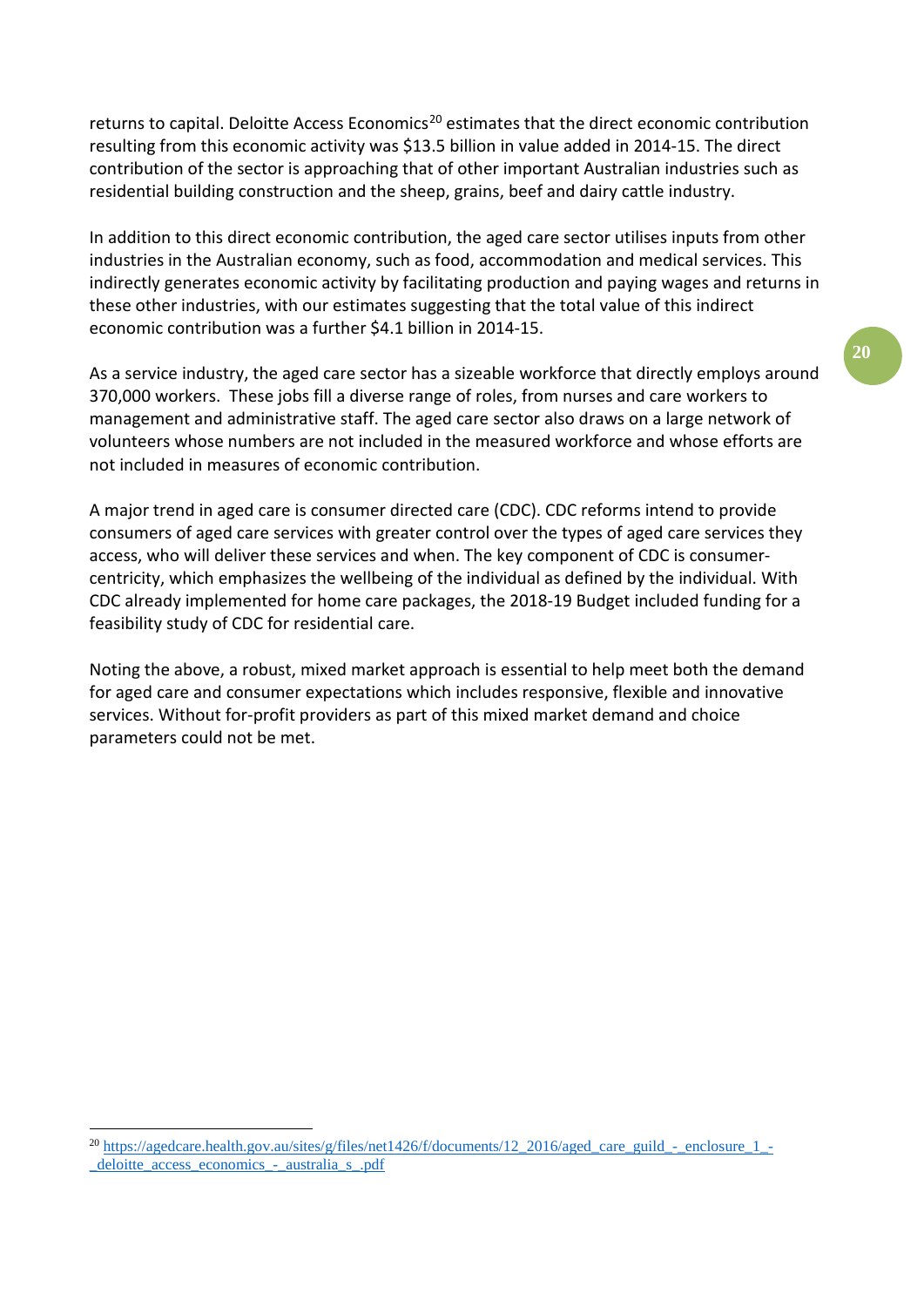returns to capital. Deloitte Access Economics[20] estimates that the direct economic contribution resulting from this economic activity was $13.5 billion in value added in 2014-15. The direct contribution of the sector is approaching that of other important Australian industries such as residential building construction and the sheep, grains, beef and dairy cattle industry.

In addition to this direct economic contribution, the aged care sector utilises inputs from other industries in the Australian economy, such as food, accommodation and medical services. This indirectly generates economic activity by facilitating production and paying wages and returns in these other industries, with our estimates suggesting that the total value of this indirect economic contribution was a further $4.1 billion in 2014-15.

As a service industry, the aged care sector has a sizeable workforce that directly employs around 370,000 workers. These jobs fill a diverse range of roles, from nurses and care workers to management and administrative staff. The aged care sector also draws on a large network of volunteers whose numbers are not included in the measured workforce and whose efforts are not included in measures of economic contribution.

A major trend in aged care is consumer directed care (CDC). CDC reforms intend to provide consumers of aged care services with greater control over the types of aged care services they access, who will deliver these services and when. The key component of CDC is consumer-centricity, which emphasizes the wellbeing of the individual as defined by the individual. With CDC already implemented for home care packages, the 2018-19 Budget included funding for a feasibility study of CDC for residential care.

Noting the above, a robust, mixed market approach is essential to help meet both the demand for aged care and consumer expectations which includes responsive, flexible and innovative services. Without for-profit providers as part of this mixed market demand and choice parameters could not be met.

---

[20] https://agedcare.health.gov.au/sites/g/files/net1426/f/documents/12_2016/aged_care_guild_-_enclosure_1_-_deloitte_access_economics_-_australia_s_.pdf